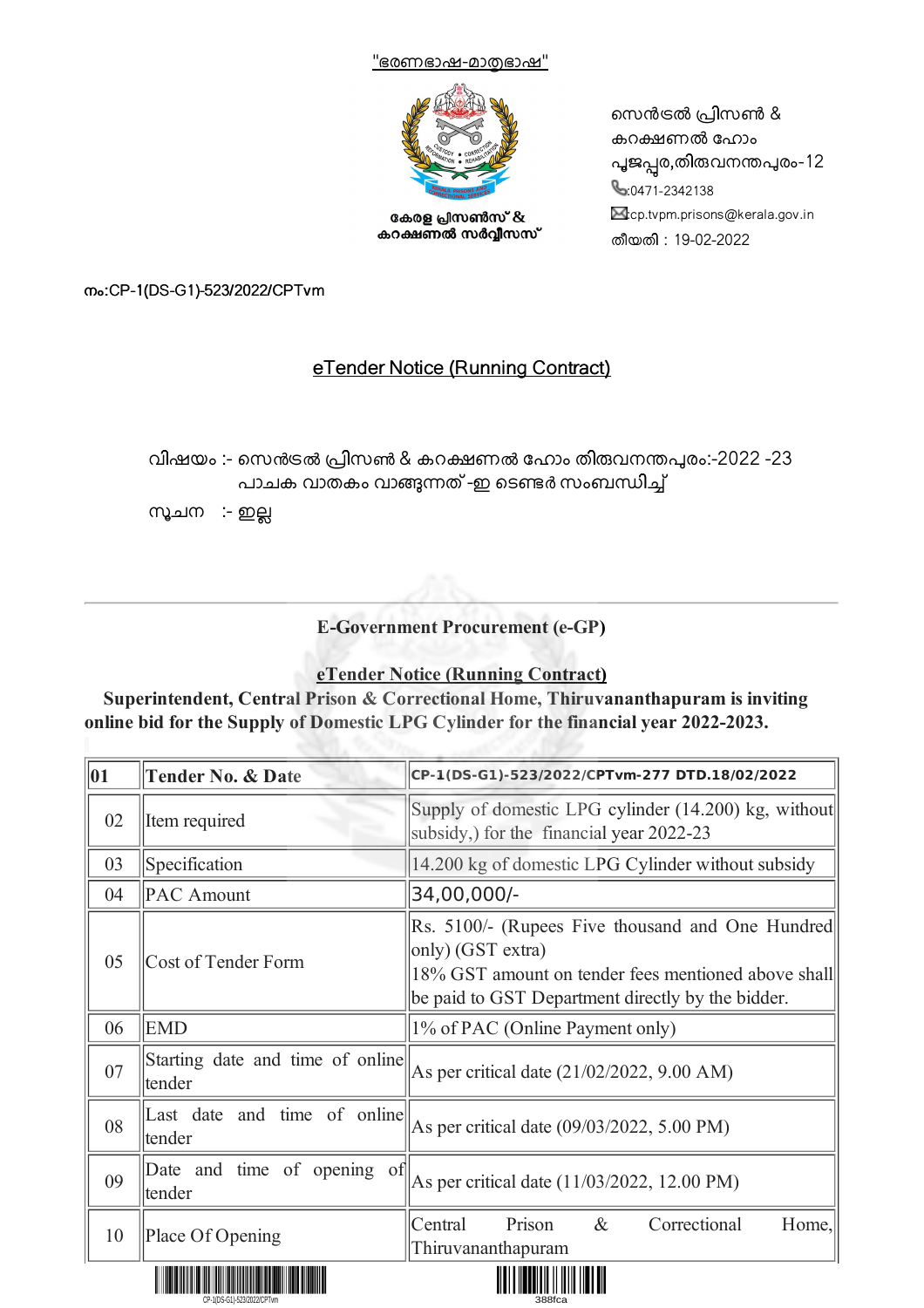"ഭരണഭാഷ-മാതൃഭാഷ"

കേരള പ്രിസൺസ് & കറക്ഷണൽ സർവ്വീസസ്

സെൻട്രൽ പ്രിസൺ & കറക്ഷണൽ ഹോം
പൂജപ്പുര,തിരുവനന്തപുരം-12
:0471-2342138
cp.tvpm.prisons@kerala.gov.in
തീയതി : 19-02-2022

നം:CP-1(DS-G1)-523/2022/CPTvm

## eTender Notice (Running Contract)

വിഷയം :- സെൻട്രൽ പ്രിസൺ & കറക്ഷണൽ ഹോം തിരുവനന്തപുരം:-2022 -23 പാചക വാതകം വാങ്ങുന്നത് -ഇ ടെണ്ടർ സംബന്ധിച്ച്

സൂചന :- ഇല്ല

---

**E-Government Procurement (e-GP)**

**eTender Notice (Running Contract)**

**Superintendent, Central Prison & Correctional Home, Thiruvananthapuram is inviting online bid for the Supply of Domestic LPG Cylinder for the financial year 2022-2023.**

| **01** | **Tender No. & Date** | **CP-1(DS-G1)-523/2022/CPTvm-277 DTD.18/02/2022** |
|---|---|---|
| 02 | Item required | Supply of domestic LPG cylinder (14.200) kg, without subsidy,) for the financial year 2022-23 |
| 03 | Specification | 14.200 kg of domestic LPG Cylinder without subsidy |
| 04 | PAC Amount | 34,00,000/- |
| 05 | Cost of Tender Form | Rs. 5100/- (Rupees Five thousand and One Hundred only) (GST extra)<br>18% GST amount on tender fees mentioned above shall be paid to GST Department directly by the bidder. |
| 06 | EMD | 1% of PAC (Online Payment only) |
| 07 | Starting date and time of online tender | As per critical date (21/02/2022, 9.00 AM) |
| 08 | Last date and time of online tender | As per critical date (09/03/2022, 5.00 PM) |
| 09 | Date and time of opening of tender | As per critical date (11/03/2022, 12.00 PM) |
| 10 | Place Of Opening | Central Prison & Correctional Home, Thiruvananthapuram |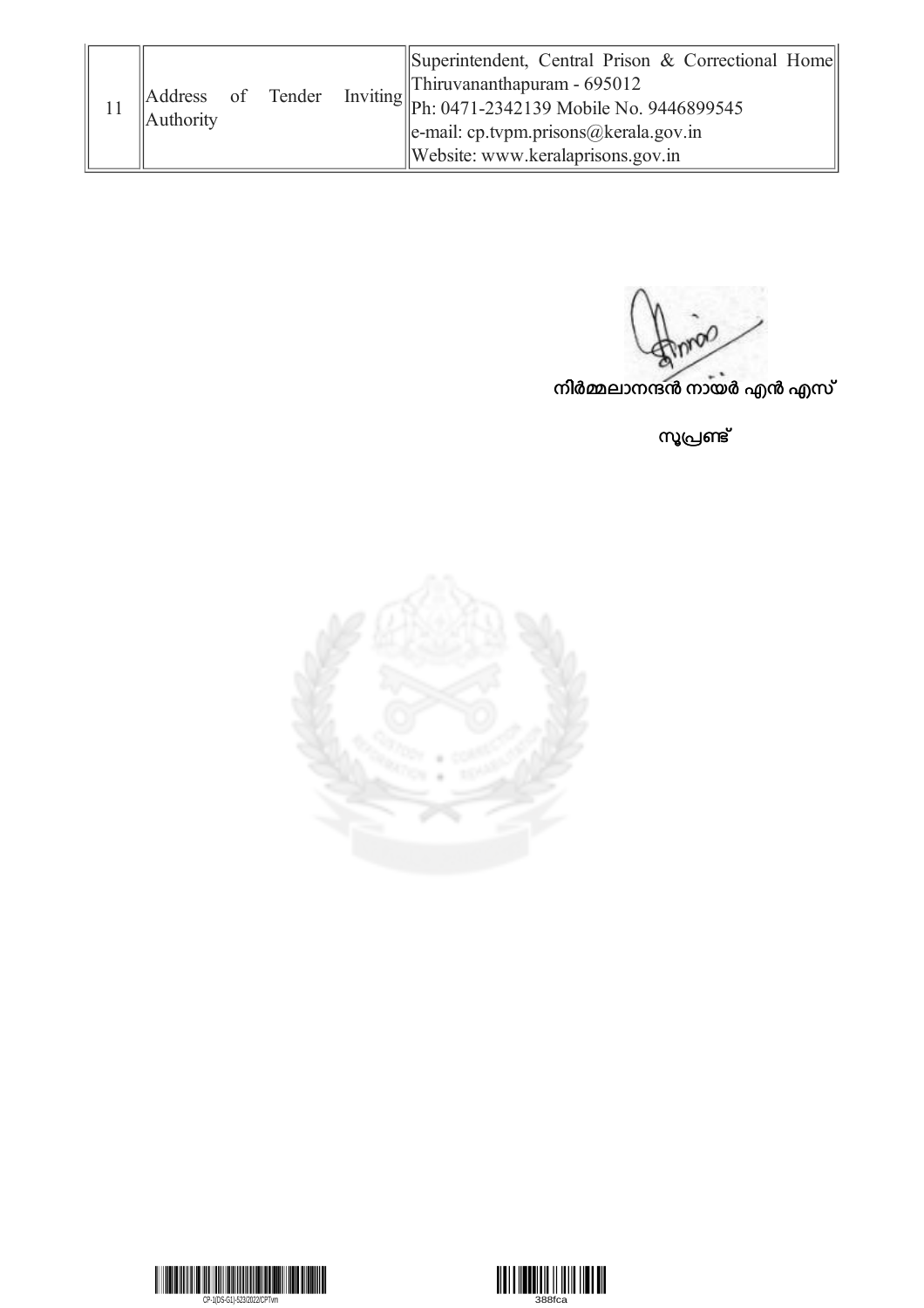| 11 | Address of Tender Inviting Authority | Superintendent, Central Prison & Correctional Home<br>Thiruvananthapuram - 695012<br>Ph: 0471-2342139 Mobile No. 9446899545<br>e-mail: cp.tvpm.prisons@kerala.gov.in<br>Website: www.keralaprisons.gov.in |
|---|---|---|

**നിർമ്മലാനന്ദൻ നായർ എൻ എസ്**

**സൂപ്രണ്ട്**

CP-1(DS-G1)-523/2022/CPTvm

388fca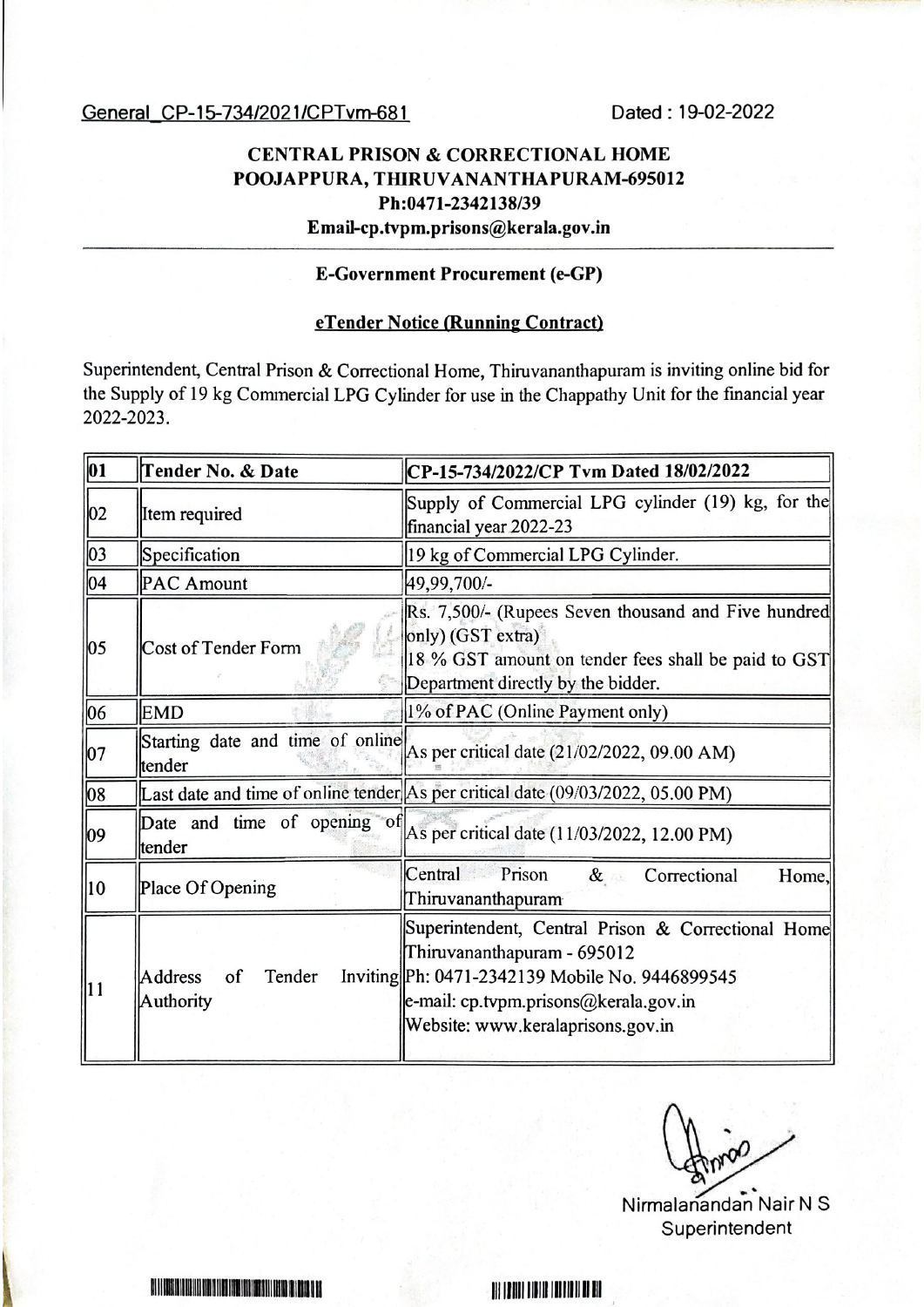General_CP-15-734/2021/CPTvm-681 Dated : 19-02-2022

**CENTRAL PRISON & CORRECTIONAL HOME**
**POOJAPPURA, THIRUVANANTHAPURAM-695012**
**Ph:0471-2342138/39**
**Email-cp.tvpm.prisons@kerala.gov.in**

**E-Government Procurement (e-GP)**

**eTender Notice (Running Contract)**

Superintendent, Central Prison & Correctional Home, Thiruvananthapuram is inviting online bid for the Supply of 19 kg Commercial LPG Cylinder for use in the Chappathy Unit for the financial year 2022-2023.

| 01 | Tender No. & Date | CP-15-734/2022/CP Tvm Dated 18/02/2022 |
|---|---|---|
| 02 | Item required | Supply of Commercial LPG cylinder (19) kg, for the financial year 2022-23 |
| 03 | Specification | 19 kg of Commercial LPG Cylinder. |
| 04 | PAC Amount | 49,99,700/- |
| 05 | Cost of Tender Form | Rs. 7,500/- (Rupees Seven thousand and Five hundred only) (GST extra)<br>18 % GST amount on tender fees shall be paid to GST Department directly by the bidder. |
| 06 | EMD | 1% of PAC (Online Payment only) |
| 07 | Starting date and time of online tender | As per critical date (21/02/2022, 09.00 AM) |
| 08 | Last date and time of online tender | As per critical date (09/03/2022, 05.00 PM) |
| 09 | Date and time of opening of tender | As per critical date (11/03/2022, 12.00 PM) |
| 10 | Place Of Opening | Central Prison & Correctional Home, Thiruvananthapuram |
| 11 | Address of Tender Inviting Authority | Superintendent, Central Prison & Correctional Home Thiruvananthapuram - 695012<br>Ph: 0471-2342139 Mobile No. 9446899545<br>e-mail: cp.tvpm.prisons@kerala.gov.in<br>Website: www.keralaprisons.gov.in |

Nirmalanandan Nair N S
Superintendent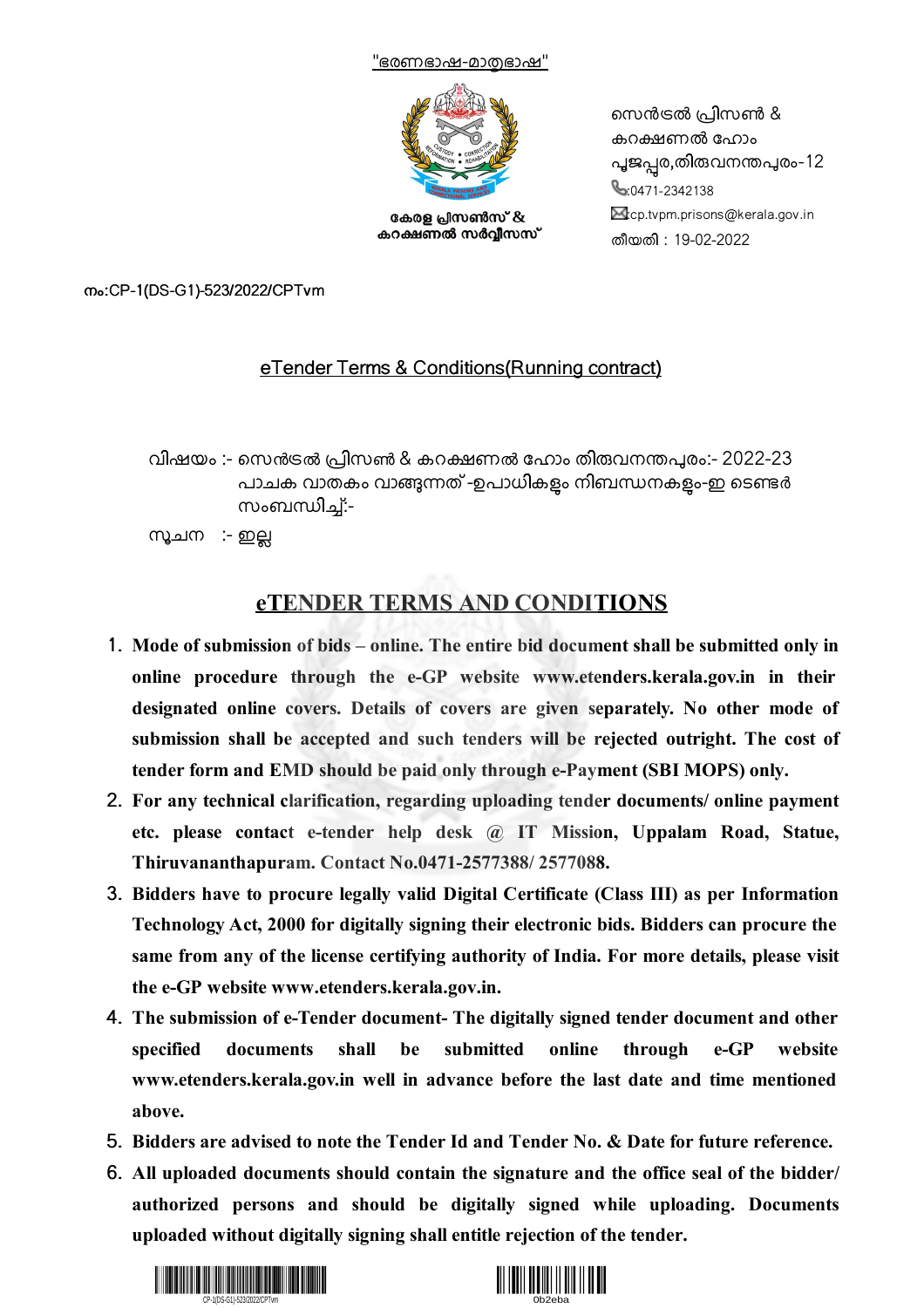"ഭരണഭാഷ-മാതൃഭാഷ"

കേരള പ്രിസൺസ് & കറക്ഷണൽ സർവ്വീസസ്

സെൻട്രൽ പ്രിസൺ & കറക്ഷണൽ ഹോം
പൂജപ്പുര,തിരുവനന്തപുരം-12
:0471-2342138
cp.tvpm.prisons@kerala.gov.in
തീയതി : 19-02-2022

നം:CP-1(DS-G1)-523/2022/CPTvm

eTender Terms & Conditions(Running contract)

വിഷയം :- സെൻട്രൽ പ്രിസൺ & കറക്ഷണൽ ഹോം തിരുവനന്തപുരം:- 2022-23 പാചക വാതകം വാങ്ങുന്നത് -ഉപാധികളും നിബന്ധനകളും-ഇ ടെണ്ടർ സംബന്ധിച്ച്:-

സൂചന :- ഇല്ല

## eTENDER TERMS AND CONDITIONS

1. **Mode of submission of bids – online. The entire bid document shall be submitted only in online procedure through the e-GP website www.etenders.kerala.gov.in in their designated online covers. Details of covers are given separately. No other mode of submission shall be accepted and such tenders will be rejected outright. The cost of tender form and EMD should be paid only through e-Payment (SBI MOPS) only.**
2. **For any technical clarification, regarding uploading tender documents/ online payment etc. please contact e-tender help desk @ IT Mission, Uppalam Road, Statue, Thiruvananthapuram. Contact No.0471-2577388/ 2577088.**
3. **Bidders have to procure legally valid Digital Certificate (Class III) as per Information Technology Act, 2000 for digitally signing their electronic bids. Bidders can procure the same from any of the license certifying authority of India. For more details, please visit the e-GP website www.etenders.kerala.gov.in.**
4. **The submission of e-Tender document- The digitally signed tender document and other specified documents shall be submitted online through e-GP website www.etenders.kerala.gov.in well in advance before the last date and time mentioned above.**
5. **Bidders are advised to note the Tender Id and Tender No. & Date for future reference.**
6. **All uploaded documents should contain the signature and the office seal of the bidder/ authorized persons and should be digitally signed while uploading. Documents uploaded without digitally signing shall entitle rejection of the tender.**

CP-1(DS-G1)-523/2022/CPTvm

0b2eba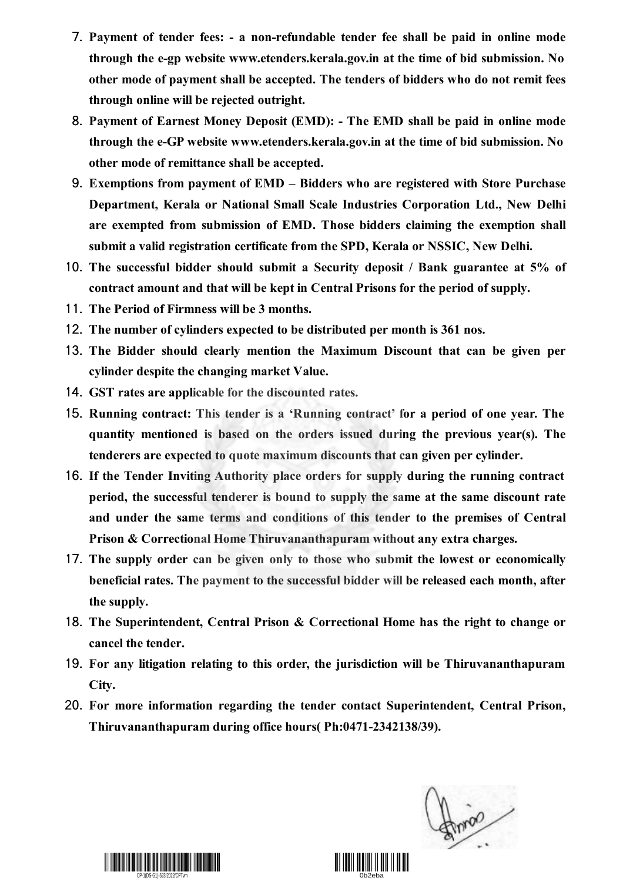7. **Payment of tender fees: - a non-refundable tender fee shall be paid in online mode through the e-gp website www.etenders.kerala.gov.in at the time of bid submission. No other mode of payment shall be accepted. The tenders of bidders who do not remit fees through online will be rejected outright.**
8. **Payment of Earnest Money Deposit (EMD): - The EMD shall be paid in online mode through the e-GP website www.etenders.kerala.gov.in at the time of bid submission. No other mode of remittance shall be accepted.**
9. **Exemptions from payment of EMD – Bidders who are registered with Store Purchase Department, Kerala or National Small Scale Industries Corporation Ltd., New Delhi are exempted from submission of EMD. Those bidders claiming the exemption shall submit a valid registration certificate from the SPD, Kerala or NSSIC, New Delhi.**
10. **The successful bidder should submit a Security deposit / Bank guarantee at 5% of contract amount and that will be kept in Central Prisons for the period of supply.**
11. **The Period of Firmness will be 3 months.**
12. **The number of cylinders expected to be distributed per month is 361 nos.**
13. **The Bidder should clearly mention the Maximum Discount that can be given per cylinder despite the changing market Value.**
14. **GST rates are applicable for the discounted rates.**
15. **Running contract: This tender is a 'Running contract' for a period of one year. The quantity mentioned is based on the orders issued during the previous year(s). The tenderers are expected to quote maximum discounts that can given per cylinder.**
16. **If the Tender Inviting Authority place orders for supply during the running contract period, the successful tenderer is bound to supply the same at the same discount rate and under the same terms and conditions of this tender to the premises of Central Prison & Correctional Home Thiruvananthapuram without any extra charges.**
17. **The supply order can be given only to those who submit the lowest or economically beneficial rates. The payment to the successful bidder will be released each month, after the supply.**
18. **The Superintendent, Central Prison & Correctional Home has the right to change or cancel the tender.**
19. **For any litigation relating to this order, the jurisdiction will be Thiruvananthapuram City.**
20. **For more information regarding the tender contact Superintendent, Central Prison, Thiruvananthapuram during office hours( Ph:0471-2342138/39).**

CP-1(DS-G1)-523/2022/CPTvm

0b2eba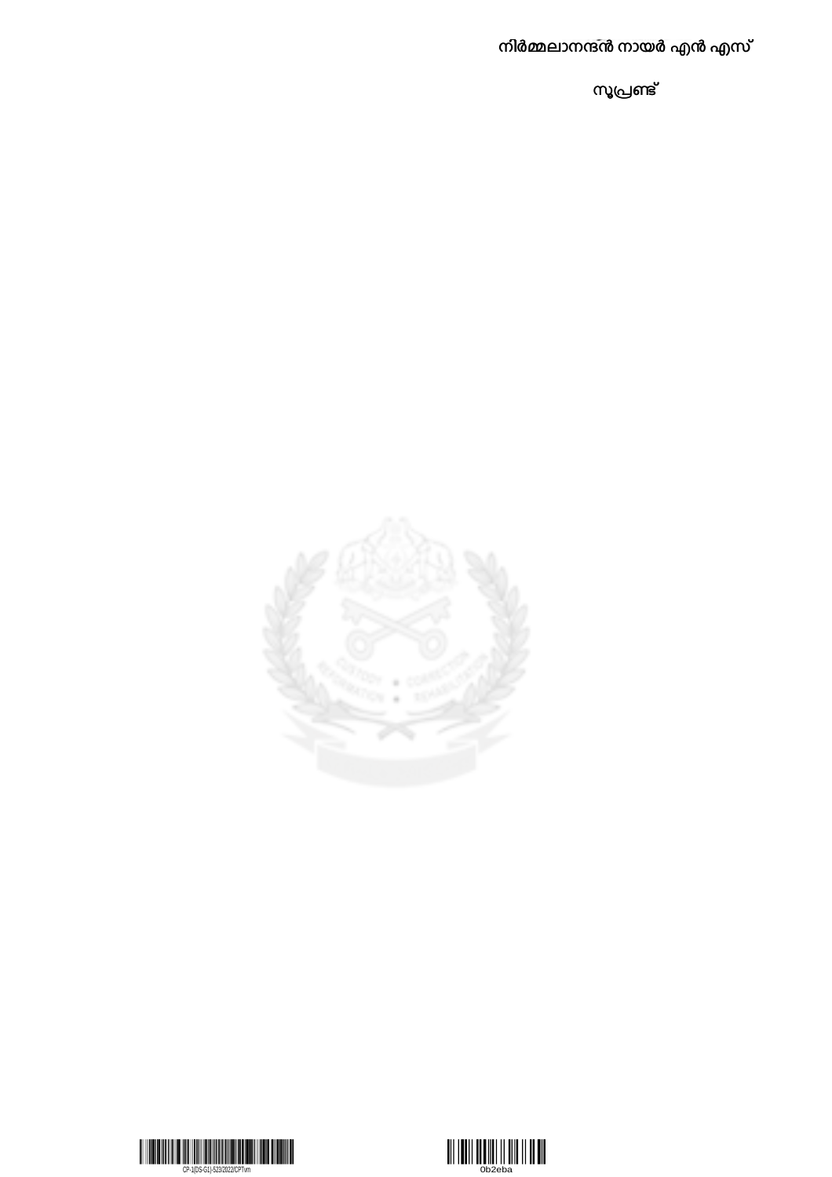നിർമ്മലാനന്ദൻ നായർ എൻ എസ്

സൂപ്രണ്ട്

CP-1(DS-G1)-523/2022/CPTvm

0b2eba